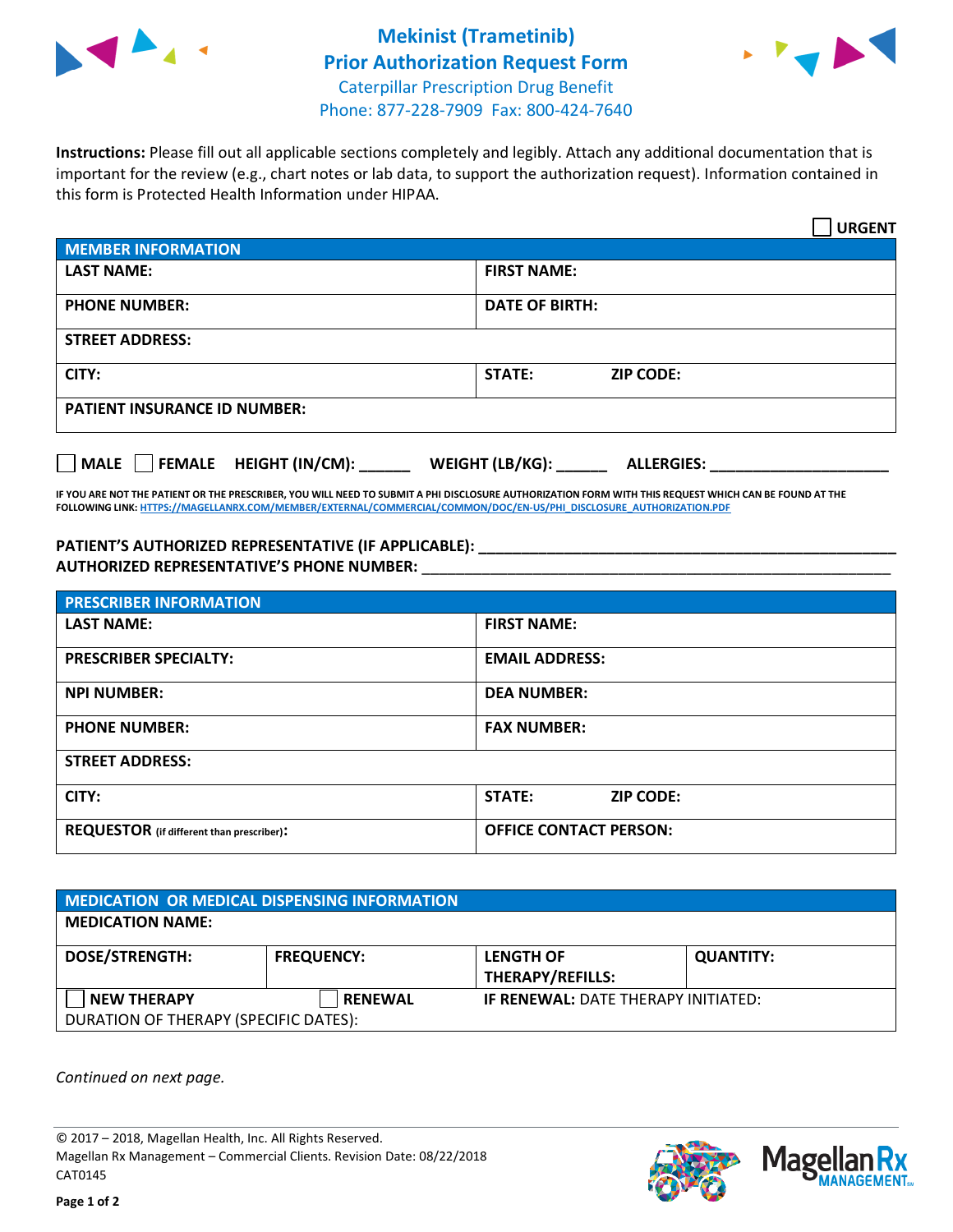# Mekinist (Trametinib)
## Prior Authorization Request Form
Caterpillar Prescription Drug Benefit
Phone: 877-228-7909  Fax: 800-424-7640

**Instructions:** Please fill out all applicable sections completely and legibly. Attach any additional documentation that is important for the review (e.g., chart notes or lab data, to support the authorization request). Information contained in this form is Protected Health Information under HIPAA.

☐ **URGENT**

| **MEMBER INFORMATION** | |
|---|---|
| **LAST NAME:** | **FIRST NAME:** |
| **PHONE NUMBER:** | **DATE OF BIRTH:** |
| **STREET ADDRESS:** | |
| **CITY:** | **STATE:** **ZIP CODE:** |
| **PATIENT INSURANCE ID NUMBER:** | |

☐ **MALE** ☐ **FEMALE** **HEIGHT (IN/CM):** ______ **WEIGHT (LB/KG):** ______ **ALLERGIES:** ____________________

**IF YOU ARE NOT THE PATIENT OR THE PRESCRIBER, YOU WILL NEED TO SUBMIT A PHI DISCLOSURE AUTHORIZATION FORM WITH THIS REQUEST WHICH CAN BE FOUND AT THE FOLLOWING LINK: HTTPS://MAGELLANRX.COM/MEMBER/EXTERNAL/COMMERCIAL/COMMON/DOC/EN-US/PHI_DISCLOSURE_AUTHORIZATION.PDF**

**PATIENT'S AUTHORIZED REPRESENTATIVE (IF APPLICABLE):** ____________________________________________

**AUTHORIZED REPRESENTATIVE'S PHONE NUMBER:** ____________________________________________

| **PRESCRIBER INFORMATION** | |
|---|---|
| **LAST NAME:** | **FIRST NAME:** |
| **PRESCRIBER SPECIALTY:** | **EMAIL ADDRESS:** |
| **NPI NUMBER:** | **DEA NUMBER:** |
| **PHONE NUMBER:** | **FAX NUMBER:** |
| **STREET ADDRESS:** | |
| **CITY:** | **STATE:** **ZIP CODE:** |
| **REQUESTOR** (if different than prescriber)**:** | **OFFICE CONTACT PERSON:** |

| **MEDICATION OR MEDICAL DISPENSING INFORMATION** | | | |
|---|---|---|---|
| **MEDICATION NAME:** | | | |
| **DOSE/STRENGTH:** | **FREQUENCY:** | **LENGTH OF THERAPY/REFILLS:** | **QUANTITY:** |
| ☐ **NEW THERAPY** | ☐ **RENEWAL** | **IF RENEWAL:** DATE THERAPY INITIATED: | |
| DURATION OF THERAPY (SPECIFIC DATES): | | | |

*Continued on next page.*

© 2017 – 2018, Magellan Health, Inc. All Rights Reserved.
Magellan Rx Management – Commercial Clients. Revision Date: 08/22/2018
CAT0145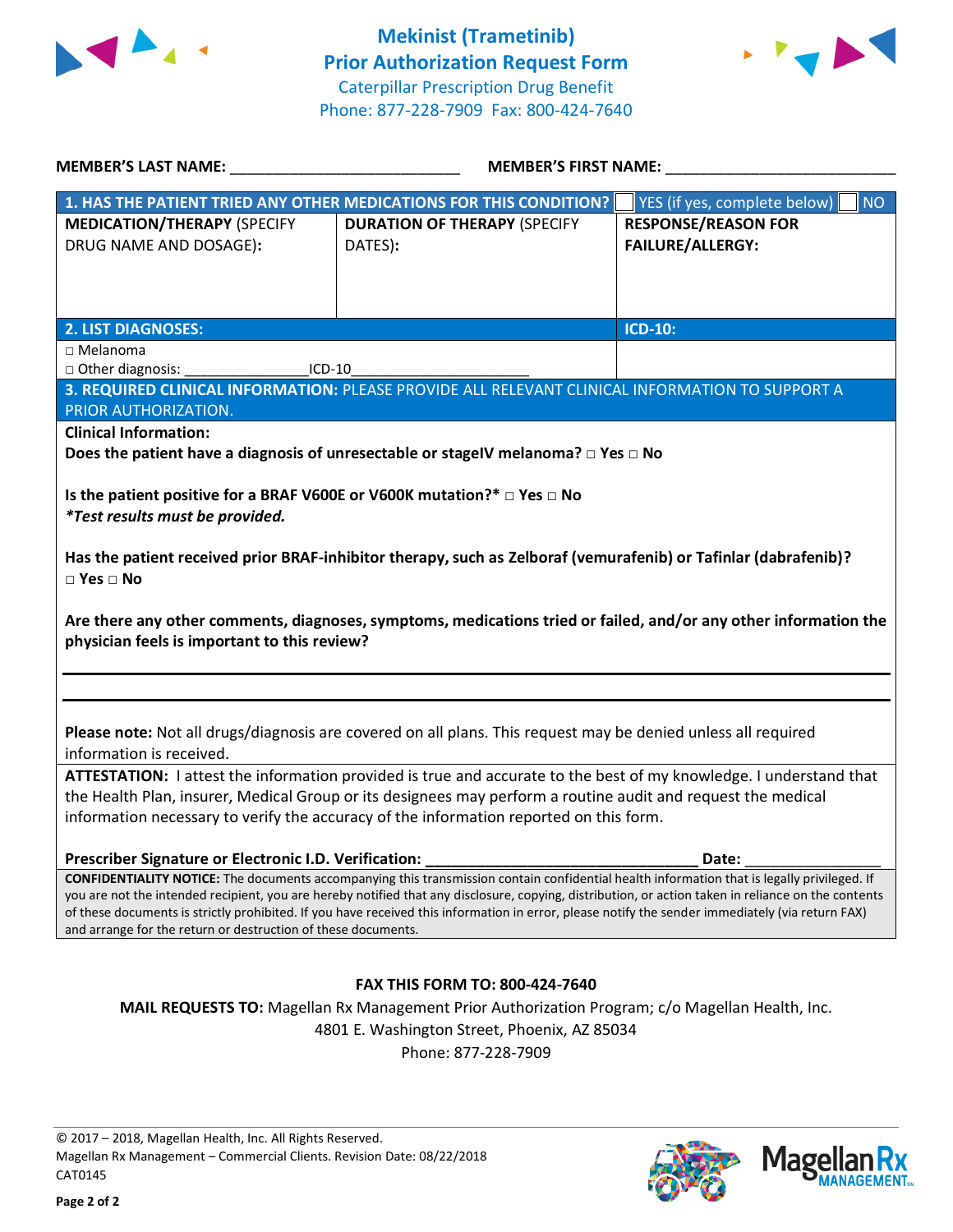# Mekinist (Trametinib) Prior Authorization Request Form

Caterpillar Prescription Drug Benefit
Phone: 877-228-7909 Fax: 800-424-7640

**MEMBER'S LAST NAME:** ___________________________ **MEMBER'S FIRST NAME:** ___________________________

| **1. HAS THE PATIENT TRIED ANY OTHER MEDICATIONS FOR THIS CONDITION?** | | ☐ YES (if yes, complete below) ☐ NO |
|---|---|---|
| **MEDICATION/THERAPY** (SPECIFY DRUG NAME AND DOSAGE): | **DURATION OF THERAPY** (SPECIFY DATES): | **RESPONSE/REASON FOR FAILURE/ALLERGY:** |
| | | |

| **2. LIST DIAGNOSES:** | **ICD-10:** |
|---|---|
| □ Melanoma<br>□ Other diagnosis: _______________ICD-10_____________________ | |

**3. REQUIRED CLINICAL INFORMATION:** PLEASE PROVIDE ALL RELEVANT CLINICAL INFORMATION TO SUPPORT A PRIOR AUTHORIZATION.

**Clinical Information:**

**Does the patient have a diagnosis of unresectable or stageIV melanoma? □ Yes □ No**

**Is the patient positive for a BRAF V600E or V600K mutation?* □ Yes □ No**
***Test results must be provided.***

**Has the patient received prior BRAF-inhibitor therapy, such as Zelboraf (vemurafenib) or Tafinlar (dabrafenib)? □ Yes □ No**

**Are there any other comments, diagnoses, symptoms, medications tried or failed, and/or any other information the physician feels is important to this review?**

_______________________________________________________________

_______________________________________________________________

**Please note:** Not all drugs/diagnosis are covered on all plans. This request may be denied unless all required information is received.

**ATTESTATION:** I attest the information provided is true and accurate to the best of my knowledge. I understand that the Health Plan, insurer, Medical Group or its designees may perform a routine audit and request the medical information necessary to verify the accuracy of the information reported on this form.

**Prescriber Signature or Electronic I.D. Verification:** _________________________________ **Date:** ________________

**CONFIDENTIALITY NOTICE:** The documents accompanying this transmission contain confidential health information that is legally privileged. If you are not the intended recipient, you are hereby notified that any disclosure, copying, distribution, or action taken in reliance on the contents of these documents is strictly prohibited. If you have received this information in error, please notify the sender immediately (via return FAX) and arrange for the return or destruction of these documents.

**FAX THIS FORM TO: 800-424-7640**

**MAIL REQUESTS TO:** Magellan Rx Management Prior Authorization Program; c/o Magellan Health, Inc.
4801 E. Washington Street, Phoenix, AZ 85034
Phone: 877-228-7909

© 2017 – 2018, Magellan Health, Inc. All Rights Reserved.
Magellan Rx Management – Commercial Clients. Revision Date: 08/22/2018
CAT0145